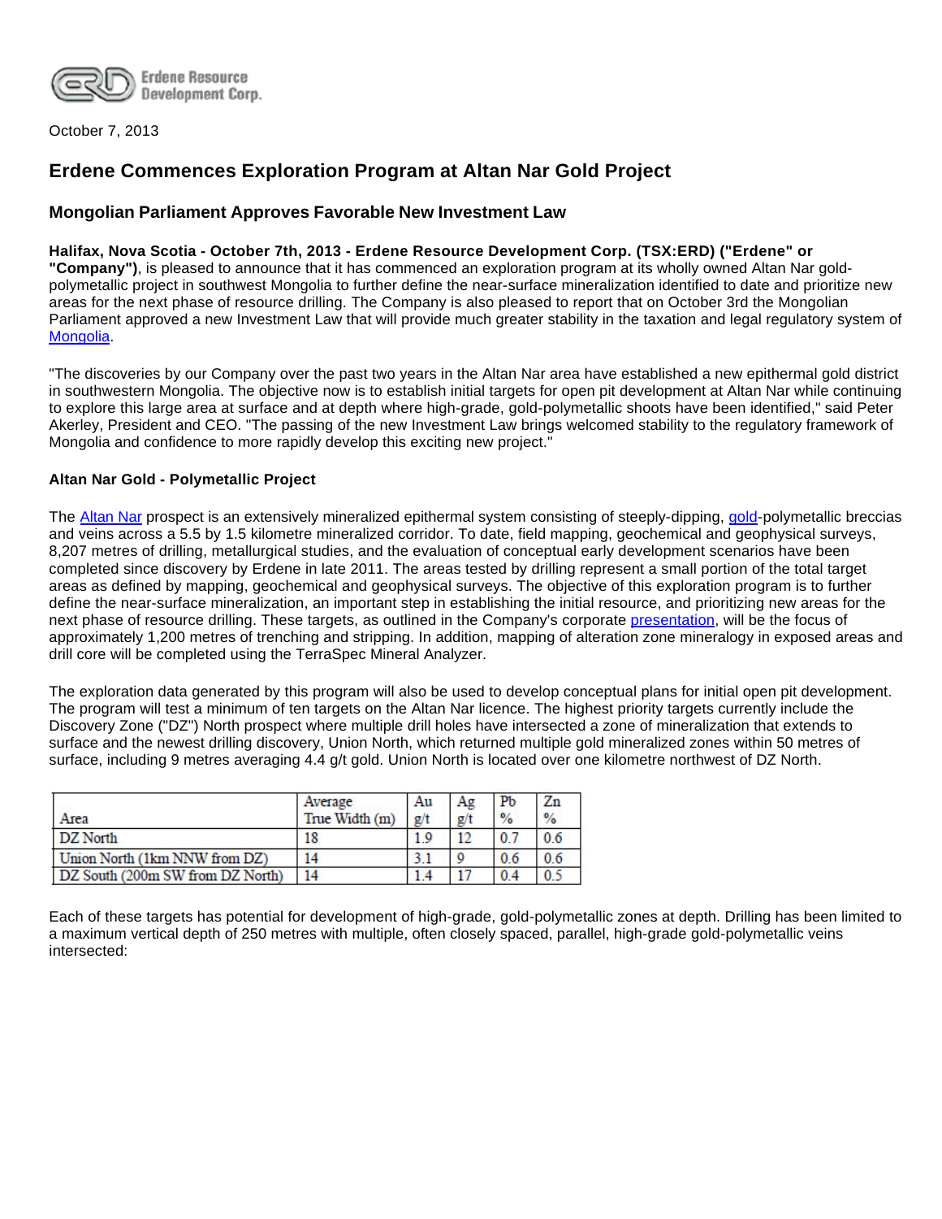Erdene Resource Development Corp.

October 7, 2013

# Erdene Commences Exploration Program at Altan Nar Gold Project

## Mongolian Parliament Approves Favorable New Investment Law

**Halifax, Nova Scotia - October 7th, 2013 - Erdene Resource Development Corp. (TSX:ERD) ("Erdene" or "Company")**, is pleased to announce that it has commenced an exploration program at its wholly owned Altan Nar gold-polymetallic project in southwest Mongolia to further define the near-surface mineralization identified to date and prioritize new areas for the next phase of resource drilling. The Company is also pleased to report that on October 3rd the Mongolian Parliament approved a new Investment Law that will provide much greater stability in the taxation and legal regulatory system of Mongolia.

"The discoveries by our Company over the past two years in the Altan Nar area have established a new epithermal gold district in southwestern Mongolia. The objective now is to establish initial targets for open pit development at Altan Nar while continuing to explore this large area at surface and at depth where high-grade, gold-polymetallic shoots have been identified," said Peter Akerley, President and CEO. "The passing of the new Investment Law brings welcomed stability to the regulatory framework of Mongolia and confidence to more rapidly develop this exciting new project."

### Altan Nar Gold - Polymetallic Project

The Altan Nar prospect is an extensively mineralized epithermal system consisting of steeply-dipping, gold-polymetallic breccias and veins across a 5.5 by 1.5 kilometre mineralized corridor. To date, field mapping, geochemical and geophysical surveys, 8,207 metres of drilling, metallurgical studies, and the evaluation of conceptual early development scenarios have been completed since discovery by Erdene in late 2011. The areas tested by drilling represent a small portion of the total target areas as defined by mapping, geochemical and geophysical surveys. The objective of this exploration program is to further define the near-surface mineralization, an important step in establishing the initial resource, and prioritizing new areas for the next phase of resource drilling. These targets, as outlined in the Company's corporate presentation, will be the focus of approximately 1,200 metres of trenching and stripping. In addition, mapping of alteration zone mineralogy in exposed areas and drill core will be completed using the TerraSpec Mineral Analyzer.

The exploration data generated by this program will also be used to develop conceptual plans for initial open pit development. The program will test a minimum of ten targets on the Altan Nar licence. The highest priority targets currently include the Discovery Zone ("DZ") North prospect where multiple drill holes have intersected a zone of mineralization that extends to surface and the newest drilling discovery, Union North, which returned multiple gold mineralized zones within 50 metres of surface, including 9 metres averaging 4.4 g/t gold. Union North is located over one kilometre northwest of DZ North.

| Area | Average True Width (m) | Au g/t | Ag g/t | Pb % | Zn % |
|---|---|---|---|---|---|
| DZ North | 18 | 1.9 | 12 | 0.7 | 0.6 |
| Union North (1km NNW from DZ) | 14 | 3.1 | 9 | 0.6 | 0.6 |
| DZ South (200m SW from DZ North) | 14 | 1.4 | 17 | 0.4 | 0.5 |

Each of these targets has potential for development of high-grade, gold-polymetallic zones at depth. Drilling has been limited to a maximum vertical depth of 250 metres with multiple, often closely spaced, parallel, high-grade gold-polymetallic veins intersected: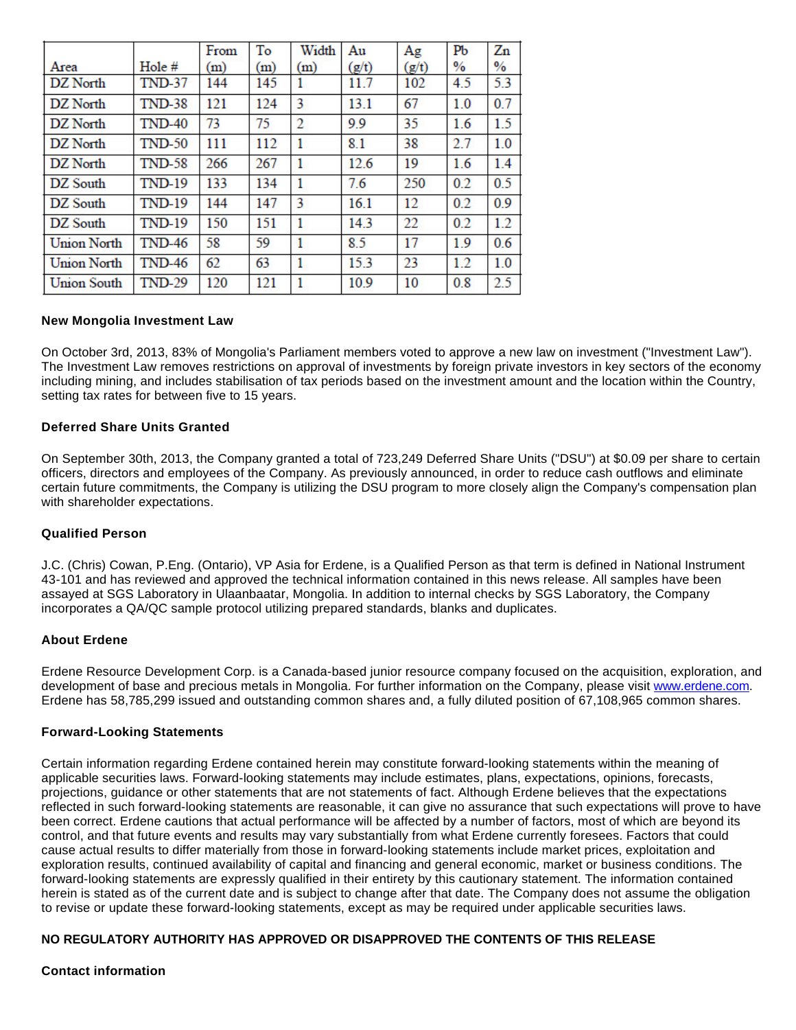| Area | Hole # | From (m) | To (m) | Width (m) | Au (g/t) | Ag (g/t) | Pb % | Zn % |
|---|---|---|---|---|---|---|---|---|
| DZ North | TND-37 | 144 | 145 | 1 | 11.7 | 102 | 4.5 | 5.3 |
| DZ North | TND-38 | 121 | 124 | 3 | 13.1 | 67 | 1.0 | 0.7 |
| DZ North | TND-40 | 73 | 75 | 2 | 9.9 | 35 | 1.6 | 1.5 |
| DZ North | TND-50 | 111 | 112 | 1 | 8.1 | 38 | 2.7 | 1.0 |
| DZ North | TND-58 | 266 | 267 | 1 | 12.6 | 19 | 1.6 | 1.4 |
| DZ South | TND-19 | 133 | 134 | 1 | 7.6 | 250 | 0.2 | 0.5 |
| DZ South | TND-19 | 144 | 147 | 3 | 16.1 | 12 | 0.2 | 0.9 |
| DZ South | TND-19 | 150 | 151 | 1 | 14.3 | 22 | 0.2 | 1.2 |
| Union North | TND-46 | 58 | 59 | 1 | 8.5 | 17 | 1.9 | 0.6 |
| Union North | TND-46 | 62 | 63 | 1 | 15.3 | 23 | 1.2 | 1.0 |
| Union South | TND-29 | 120 | 121 | 1 | 10.9 | 10 | 0.8 | 2.5 |

**New Mongolia Investment Law**

On October 3rd, 2013, 83% of Mongolia's Parliament members voted to approve a new law on investment ("Investment Law"). The Investment Law removes restrictions on approval of investments by foreign private investors in key sectors of the economy including mining, and includes stabilisation of tax periods based on the investment amount and the location within the Country, setting tax rates for between five to 15 years.

**Deferred Share Units Granted**

On September 30th, 2013, the Company granted a total of 723,249 Deferred Share Units ("DSU") at $0.09 per share to certain officers, directors and employees of the Company. As previously announced, in order to reduce cash outflows and eliminate certain future commitments, the Company is utilizing the DSU program to more closely align the Company's compensation plan with shareholder expectations.

**Qualified Person**

J.C. (Chris) Cowan, P.Eng. (Ontario), VP Asia for Erdene, is a Qualified Person as that term is defined in National Instrument 43-101 and has reviewed and approved the technical information contained in this news release. All samples have been assayed at SGS Laboratory in Ulaanbaatar, Mongolia. In addition to internal checks by SGS Laboratory, the Company incorporates a QA/QC sample protocol utilizing prepared standards, blanks and duplicates.

**About Erdene**

Erdene Resource Development Corp. is a Canada-based junior resource company focused on the acquisition, exploration, and development of base and precious metals in Mongolia. For further information on the Company, please visit www.erdene.com. Erdene has 58,785,299 issued and outstanding common shares and, a fully diluted position of 67,108,965 common shares.

**Forward-Looking Statements**

Certain information regarding Erdene contained herein may constitute forward-looking statements within the meaning of applicable securities laws. Forward-looking statements may include estimates, plans, expectations, opinions, forecasts, projections, guidance or other statements that are not statements of fact. Although Erdene believes that the expectations reflected in such forward-looking statements are reasonable, it can give no assurance that such expectations will prove to have been correct. Erdene cautions that actual performance will be affected by a number of factors, most of which are beyond its control, and that future events and results may vary substantially from what Erdene currently foresees. Factors that could cause actual results to differ materially from those in forward-looking statements include market prices, exploitation and exploration results, continued availability of capital and financing and general economic, market or business conditions. The forward-looking statements are expressly qualified in their entirety by this cautionary statement. The information contained herein is stated as of the current date and is subject to change after that date. The Company does not assume the obligation to revise or update these forward-looking statements, except as may be required under applicable securities laws.

**NO REGULATORY AUTHORITY HAS APPROVED OR DISAPPROVED THE CONTENTS OF THIS RELEASE**

**Contact information**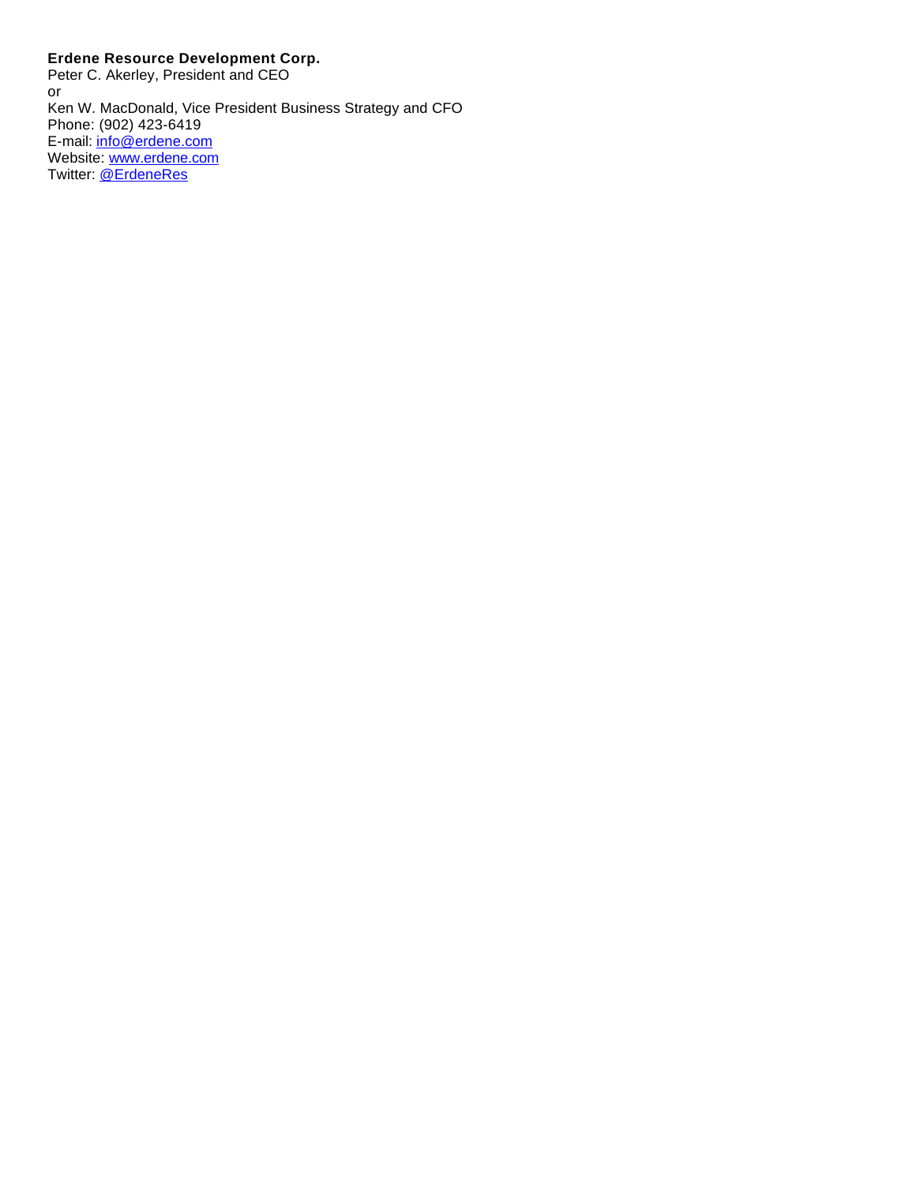**Erdene Resource Development Corp.**
Peter C. Akerley, President and CEO
or
Ken W. MacDonald, Vice President Business Strategy and CFO
Phone: (902) 423-6419
E-mail: info@erdene.com
Website: www.erdene.com
Twitter: @ErdeneRes